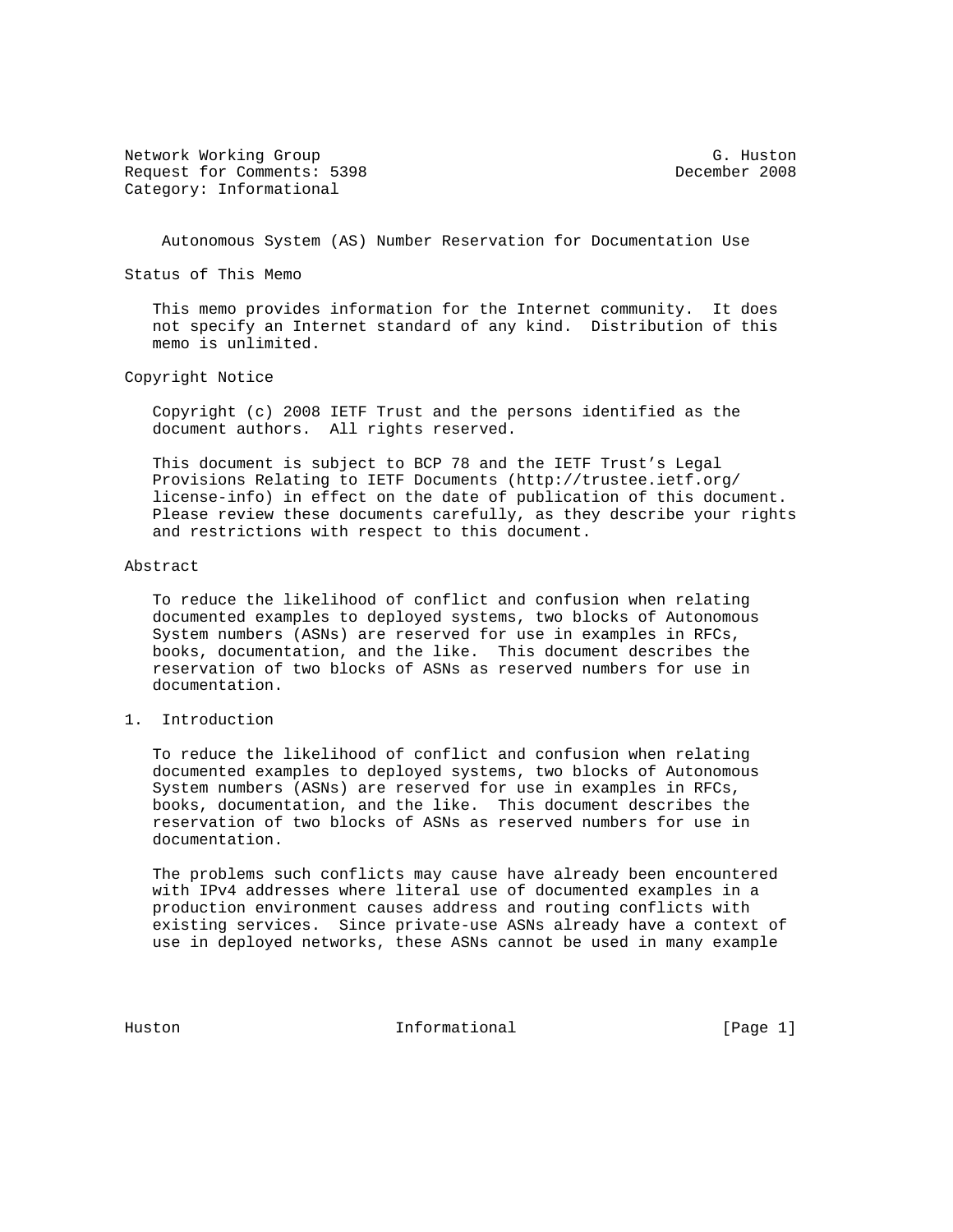Network Working Group G. Huston
Request for Comments: 5398 December 2008
Category: Informational

# Autonomous System (AS) Number Reservation for Documentation Use

## Status of This Memo

This memo provides information for the Internet community. It does not specify an Internet standard of any kind. Distribution of this memo is unlimited.

## Copyright Notice

Copyright (c) 2008 IETF Trust and the persons identified as the document authors. All rights reserved.

This document is subject to BCP 78 and the IETF Trust's Legal Provisions Relating to IETF Documents (http://trustee.ietf.org/license-info) in effect on the date of publication of this document. Please review these documents carefully, as they describe your rights and restrictions with respect to this document.

## Abstract

To reduce the likelihood of conflict and confusion when relating documented examples to deployed systems, two blocks of Autonomous System numbers (ASNs) are reserved for use in examples in RFCs, books, documentation, and the like. This document describes the reservation of two blocks of ASNs as reserved numbers for use in documentation.

## 1. Introduction

To reduce the likelihood of conflict and confusion when relating documented examples to deployed systems, two blocks of Autonomous System numbers (ASNs) are reserved for use in examples in RFCs, books, documentation, and the like. This document describes the reservation of two blocks of ASNs as reserved numbers for use in documentation.

The problems such conflicts may cause have already been encountered with IPv4 addresses where literal use of documented examples in a production environment causes address and routing conflicts with existing services. Since private-use ASNs already have a context of use in deployed networks, these ASNs cannot be used in many example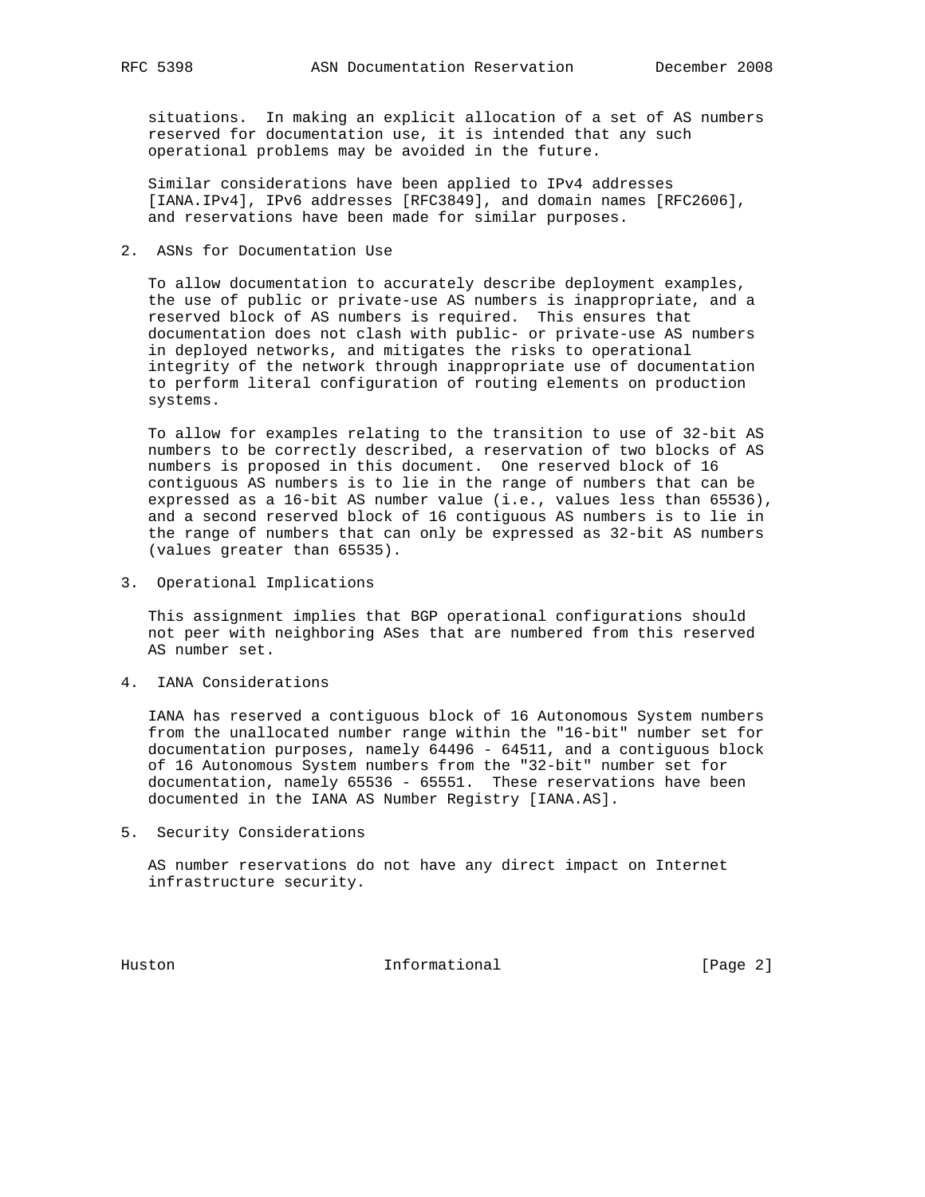situations. In making an explicit allocation of a set of AS numbers reserved for documentation use, it is intended that any such operational problems may be avoided in the future.

Similar considerations have been applied to IPv4 addresses [IANA.IPv4], IPv6 addresses [RFC3849], and domain names [RFC2606], and reservations have been made for similar purposes.

## 2. ASNs for Documentation Use

To allow documentation to accurately describe deployment examples, the use of public or private-use AS numbers is inappropriate, and a reserved block of AS numbers is required. This ensures that documentation does not clash with public- or private-use AS numbers in deployed networks, and mitigates the risks to operational integrity of the network through inappropriate use of documentation to perform literal configuration of routing elements on production systems.

To allow for examples relating to the transition to use of 32-bit AS numbers to be correctly described, a reservation of two blocks of AS numbers is proposed in this document. One reserved block of 16 contiguous AS numbers is to lie in the range of numbers that can be expressed as a 16-bit AS number value (i.e., values less than 65536), and a second reserved block of 16 contiguous AS numbers is to lie in the range of numbers that can only be expressed as 32-bit AS numbers (values greater than 65535).

## 3. Operational Implications

This assignment implies that BGP operational configurations should not peer with neighboring ASes that are numbered from this reserved AS number set.

## 4. IANA Considerations

IANA has reserved a contiguous block of 16 Autonomous System numbers from the unallocated number range within the "16-bit" number set for documentation purposes, namely 64496 - 64511, and a contiguous block of 16 Autonomous System numbers from the "32-bit" number set for documentation, namely 65536 - 65551. These reservations have been documented in the IANA AS Number Registry [IANA.AS].

## 5. Security Considerations

AS number reservations do not have any direct impact on Internet infrastructure security.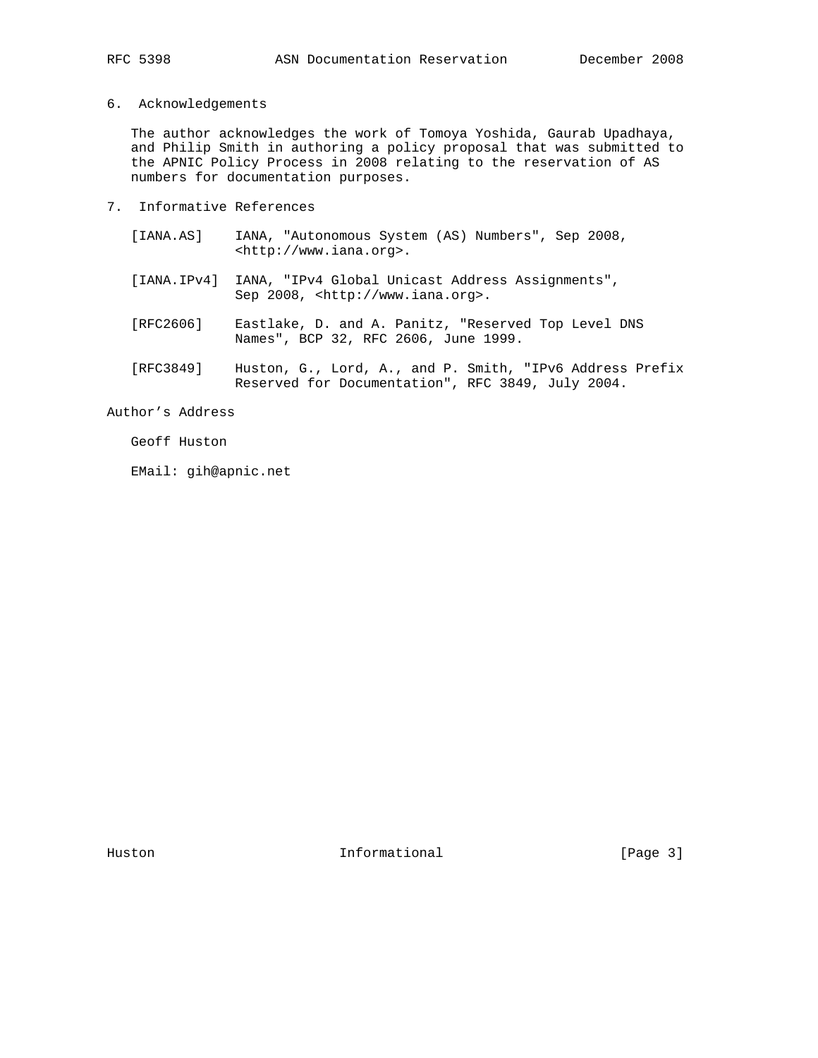## 6. Acknowledgements

The author acknowledges the work of Tomoya Yoshida, Gaurab Upadhaya, and Philip Smith in authoring a policy proposal that was submitted to the APNIC Policy Process in 2008 relating to the reservation of AS numbers for documentation purposes.

## 7. Informative References

[IANA.AS] IANA, "Autonomous System (AS) Numbers", Sep 2008, <http://www.iana.org>.

[IANA.IPv4] IANA, "IPv4 Global Unicast Address Assignments", Sep 2008, <http://www.iana.org>.

[RFC2606] Eastlake, D. and A. Panitz, "Reserved Top Level DNS Names", BCP 32, RFC 2606, June 1999.

[RFC3849] Huston, G., Lord, A., and P. Smith, "IPv6 Address Prefix Reserved for Documentation", RFC 3849, July 2004.

## Author's Address

Geoff Huston

EMail: gih@apnic.net